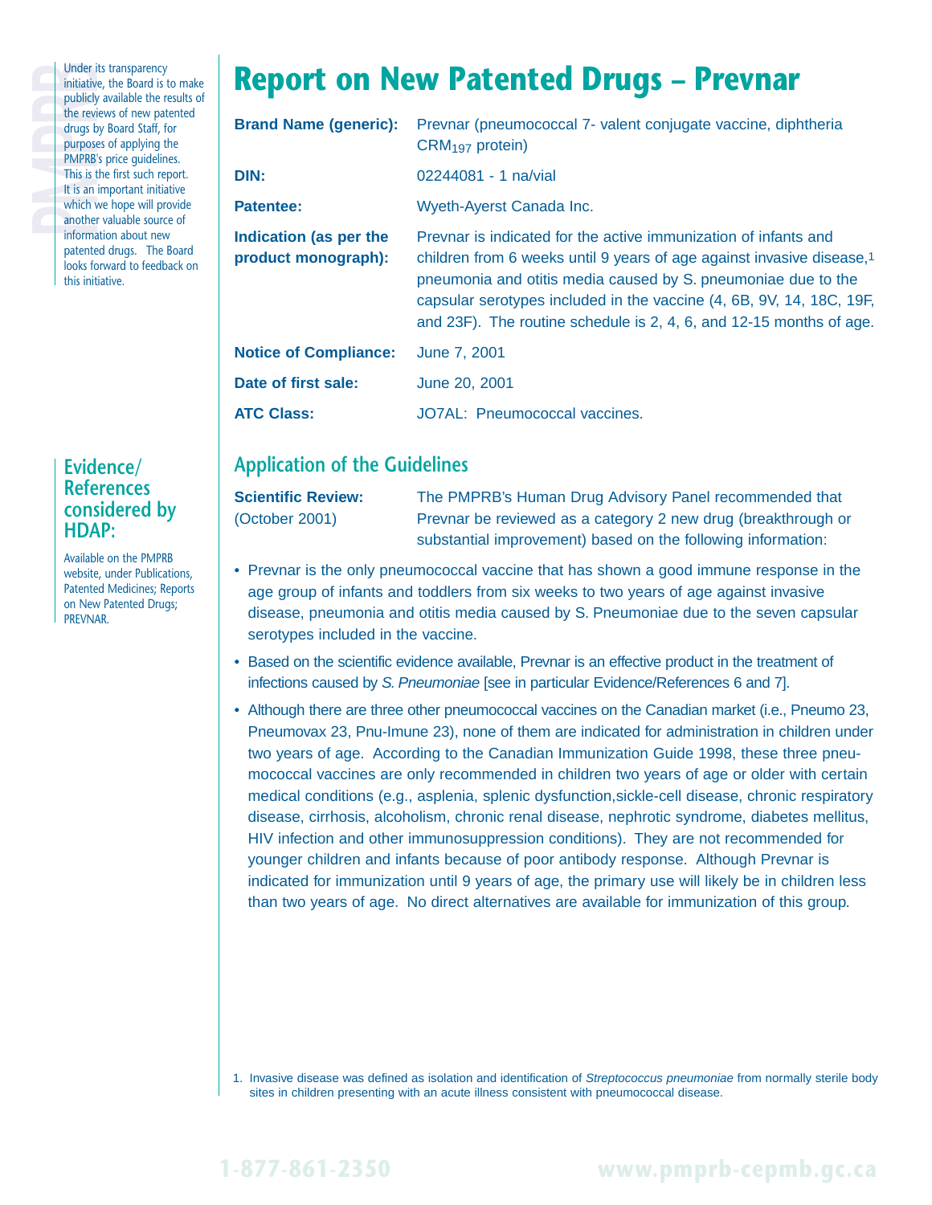Under its transparency initiative, the Board is to make publicly available the results of the reviews of new patented drugs by Board Staff, for purposes of applying the PMPRB's price guidelines. This is the first such report. It is an important initiative which we hope will provide another valuable source of information about new patented drugs. The Board looks forward to feedback on this initiative.

# Report on New Patented Drugs – Prevnar

**Brand Name (generic):** Prevnar (pneumococcal 7- valent conjugate vaccine, diphtheria $CRM_{197}$ protein)

**DIN:** 02244081 - 1 na/vial

**Patentee:** Wyeth-Ayerst Canada Inc.

**Indication (as per the product monograph):** Prevnar is indicated for the active immunization of infants and children from 6 weeks until 9 years of age against invasive disease,[1] pneumonia and otitis media caused by S. pneumoniae due to the capsular serotypes included in the vaccine (4, 6B, 9V, 14, 18C, 19F, and 23F). The routine schedule is 2, 4, 6, and 12-15 months of age.

**Notice of Compliance:** June 7, 2001

**Date of first sale:** June 20, 2001

**ATC Class:** JO7AL: Pneumococcal vaccines.

## Application of the Guidelines

**Scientific Review:** (October 2001) The PMPRB's Human Drug Advisory Panel recommended that Prevnar be reviewed as a category 2 new drug (breakthrough or substantial improvement) based on the following information:

- Prevnar is the only pneumococcal vaccine that has shown a good immune response in the age group of infants and toddlers from six weeks to two years of age against invasive disease, pneumonia and otitis media caused by S. Pneumoniae due to the seven capsular serotypes included in the vaccine.
- Based on the scientific evidence available, Prevnar is an effective product in the treatment of infections caused by *S. Pneumoniae* [see in particular Evidence/References 6 and 7].
- Although there are three other pneumococcal vaccines on the Canadian market (i.e., Pneumo 23, Pneumovax 23, Pnu-Imune 23), none of them are indicated for administration in children under two years of age. According to the Canadian Immunization Guide 1998, these three pneumococcal vaccines are only recommended in children two years of age or older with certain medical conditions (e.g., asplenia, splenic dysfunction,sickle-cell disease, chronic respiratory disease, cirrhosis, alcoholism, chronic renal disease, nephrotic syndrome, diabetes mellitus, HIV infection and other immunosuppression conditions). They are not recommended for younger children and infants because of poor antibody response. Although Prevnar is indicated for immunization until 9 years of age, the primary use will likely be in children less than two years of age. No direct alternatives are available for immunization of this group.

### Evidence/References considered by HDAP:

Available on the PMPRB website, under Publications, Patented Medicines; Reports on New Patented Drugs; PREVNAR.

1. Invasive disease was defined as isolation and identification of *Streptococcus pneumoniae* from normally sterile body sites in children presenting with an acute illness consistent with pneumococcal disease.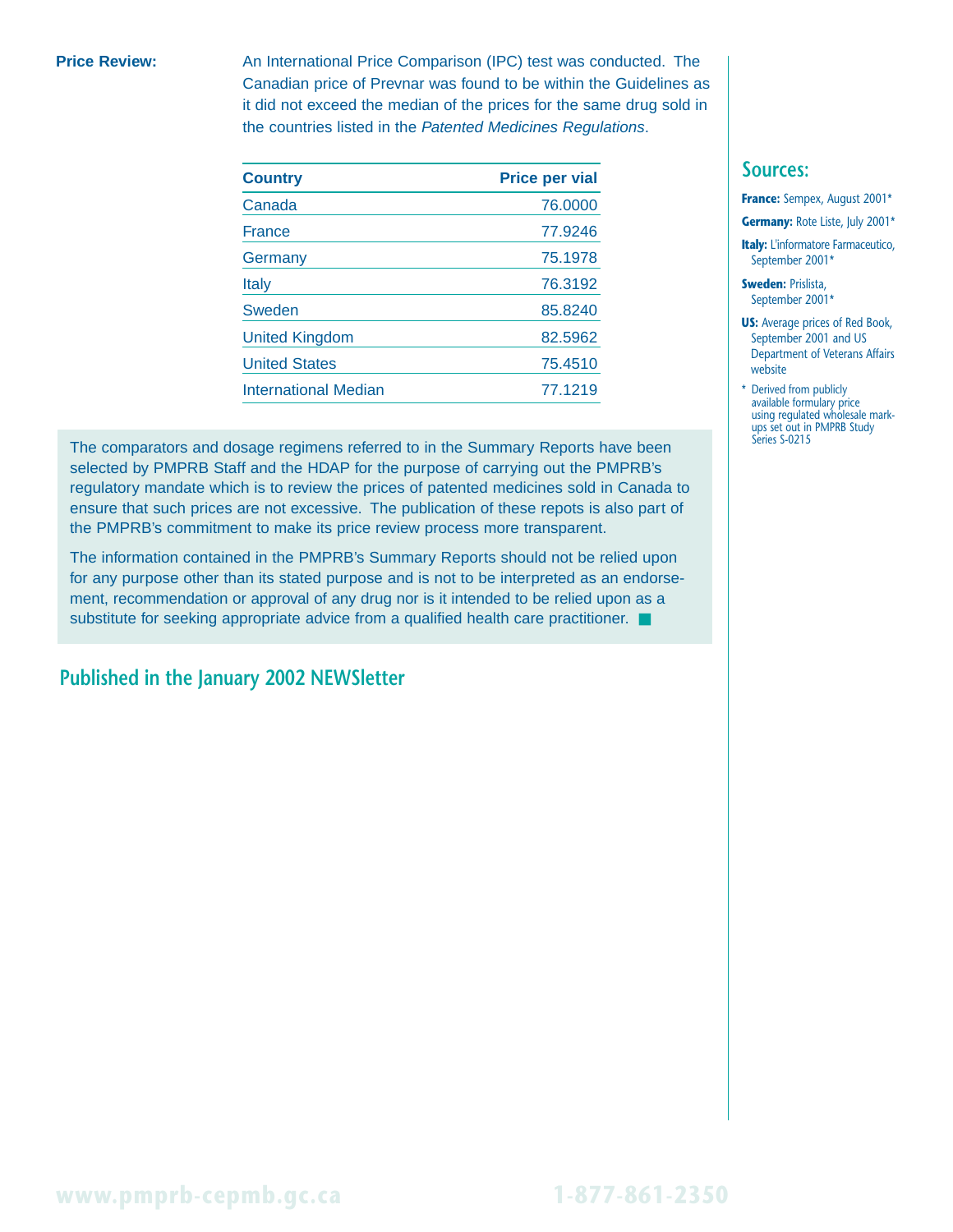**Price Review:** An International Price Comparison (IPC) test was conducted. The Canadian price of Prevnar was found to be within the Guidelines as it did not exceed the median of the prices for the same drug sold in the countries listed in the *Patented Medicines Regulations*.

| Country | Price per vial |
|---|---:|
| Canada | 76.0000 |
| France | 77.9246 |
| Germany | 75.1978 |
| Italy | 76.3192 |
| Sweden | 85.8240 |
| United Kingdom | 82.5962 |
| United States | 75.4510 |
| International Median | 77.1219 |

## Sources:

**France:** Sempex, August 2001*

**Germany:** Rote Liste, July 2001*

**Italy:** L'informatore Farmaceutico, September 2001*

**Sweden:** Prislista, September 2001*

**US:** Average prices of Red Book, September 2001 and US Department of Veterans Affairs website

\* Derived from publicly available formulary price using regulated wholesale mark-ups set out in PMPRB Study Series S-0215

The comparators and dosage regimens referred to in the Summary Reports have been selected by PMPRB Staff and the HDAP for the purpose of carrying out the PMPRB's regulatory mandate which is to review the prices of patented medicines sold in Canada to ensure that such prices are not excessive. The publication of these repots is also part of the PMPRB's commitment to make its price review process more transparent.

The information contained in the PMPRB's Summary Reports should not be relied upon for any purpose other than its stated purpose and is not to be interpreted as an endorsement, recommendation or approval of any drug nor is it intended to be relied upon as a substitute for seeking appropriate advice from a qualified health care practitioner. ■

## Published in the January 2002 NEWSletter

www.pmprb-cepmb.gc.ca 1-877-861-2350